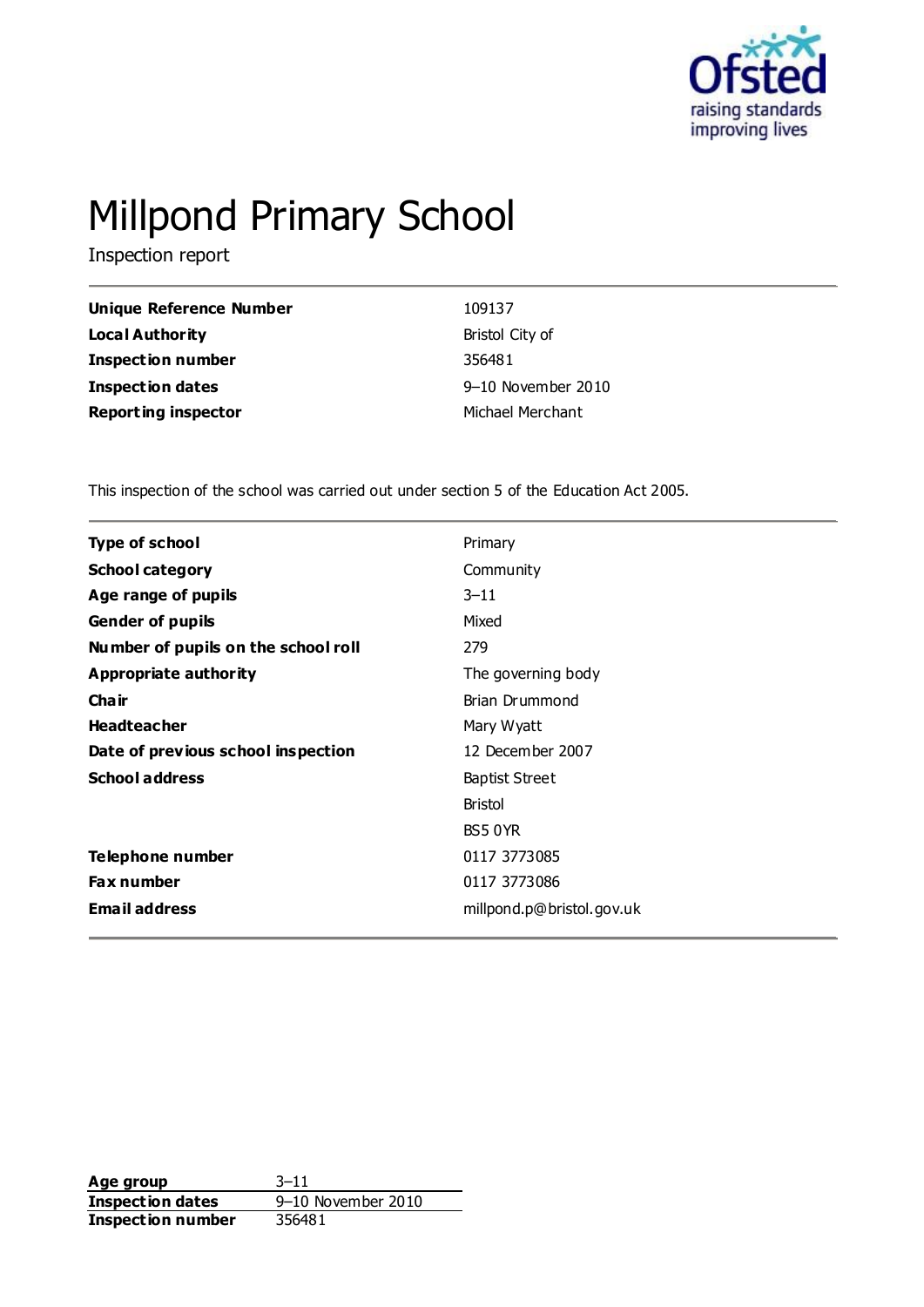# Millpond Primary School

Inspection report

| | |
|---|---|
| **Unique Reference Number** | 109137 |
| **Local Authority** | Bristol City of |
| **Inspection number** | 356481 |
| **Inspection dates** | 9–10 November 2010 |
| **Reporting inspector** | Michael Merchant |

This inspection of the school was carried out under section 5 of the Education Act 2005.

| | |
|---|---|
| **Type of school** | Primary |
| **School category** | Community |
| **Age range of pupils** | 3–11 |
| **Gender of pupils** | Mixed |
| **Number of pupils on the school roll** | 279 |
| **Appropriate authority** | The governing body |
| **Chair** | Brian Drummond |
| **Headteacher** | Mary Wyatt |
| **Date of previous school inspection** | 12 December 2007 |
| **School address** | Baptist Street<br>Bristol<br>BS5 0YR |
| **Telephone number** | 0117 3773085 |
| **Fax number** | 0117 3773086 |
| **Email address** | millpond.p@bristol.gov.uk |

| | |
|---|---|
| **Age group** | 3–11 |
| **Inspection dates** | 9–10 November 2010 |
| **Inspection number** | 356481 |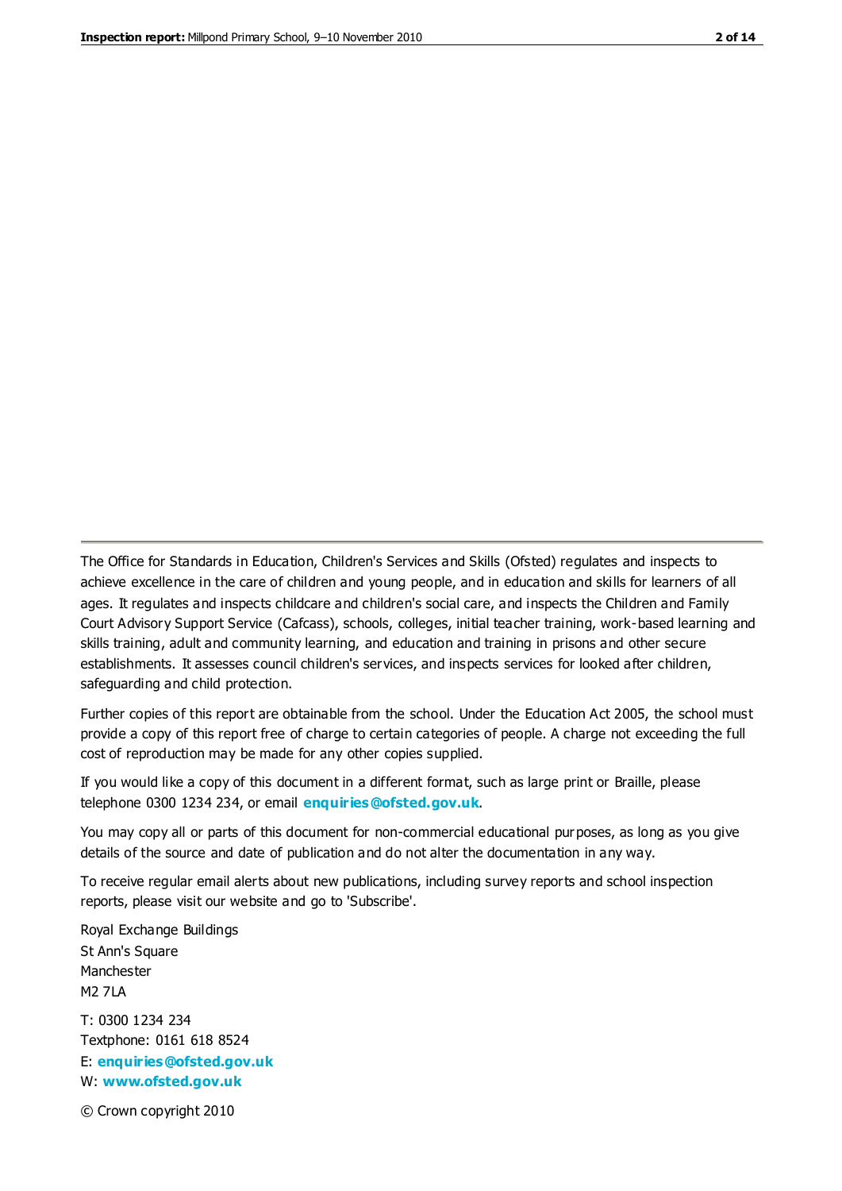The Office for Standards in Education, Children's Services and Skills (Ofsted) regulates and inspects to achieve excellence in the care of children and young people, and in education and skills for learners of all ages. It regulates and inspects childcare and children's social care, and inspects the Children and Family Court Advisory Support Service (Cafcass), schools, colleges, initial teacher training, work-based learning and skills training, adult and community learning, and education and training in prisons and other secure establishments. It assesses council children's services, and inspects services for looked after children, safeguarding and child protection.

Further copies of this report are obtainable from the school. Under the Education Act 2005, the school must provide a copy of this report free of charge to certain categories of people. A charge not exceeding the full cost of reproduction may be made for any other copies supplied.

If you would like a copy of this document in a different format, such as large print or Braille, please telephone 0300 1234 234, or email **enquiries@ofsted.gov.uk**.

You may copy all or parts of this document for non-commercial educational purposes, as long as you give details of the source and date of publication and do not alter the documentation in any way.

To receive regular email alerts about new publications, including survey reports and school inspection reports, please visit our website and go to 'Subscribe'.

Royal Exchange Buildings
St Ann's Square
Manchester
M2 7LA

T: 0300 1234 234
Textphone: 0161 618 8524
E: **enquiries@ofsted.gov.uk**
W: **www.ofsted.gov.uk**

© Crown copyright 2010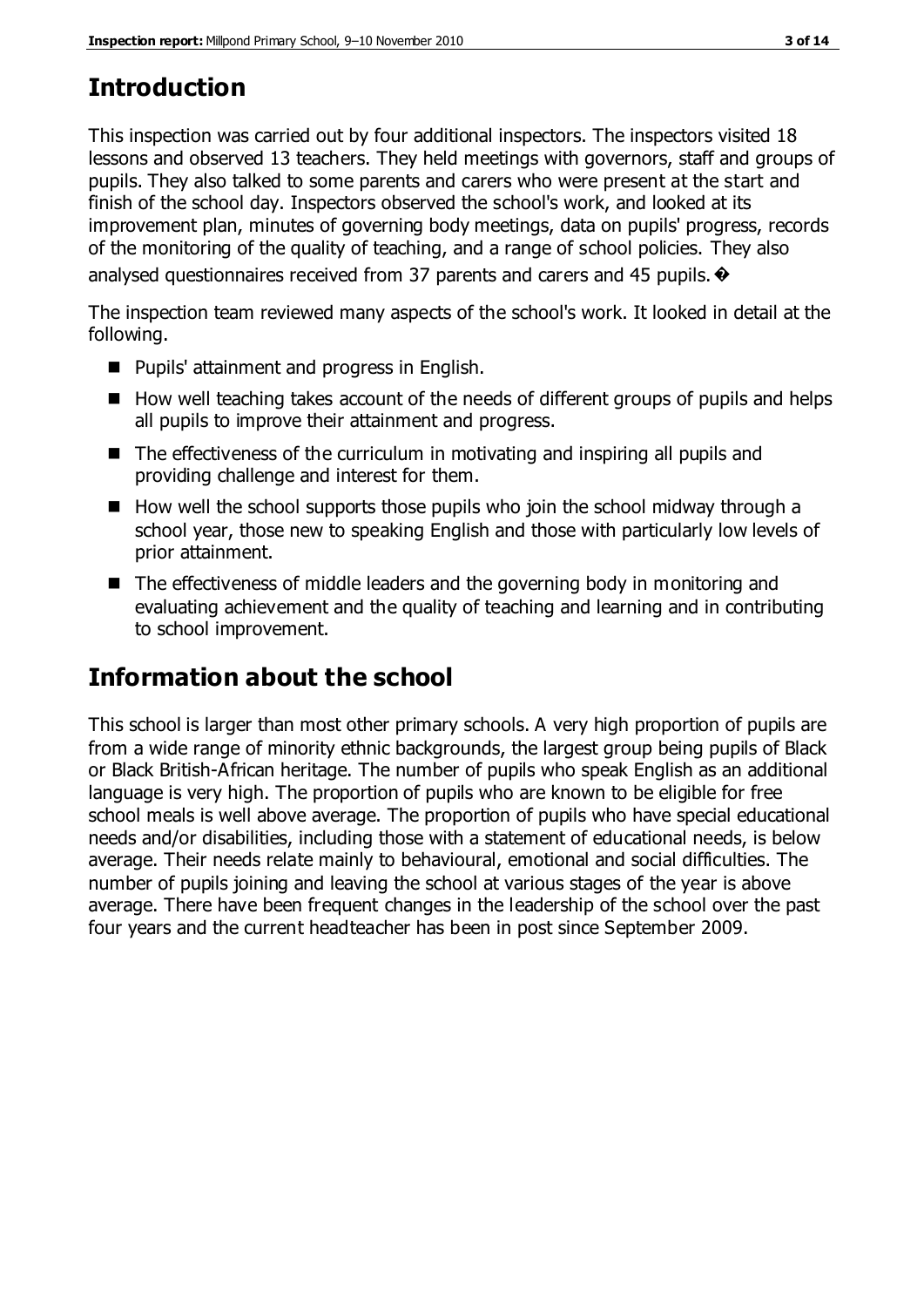## Introduction

This inspection was carried out by four additional inspectors. The inspectors visited 18 lessons and observed 13 teachers. They held meetings with governors, staff and groups of pupils. They also talked to some parents and carers who were present at the start and finish of the school day. Inspectors observed the school's work, and looked at its improvement plan, minutes of governing body meetings, data on pupils' progress, records of the monitoring of the quality of teaching, and a range of school policies. They also analysed questionnaires received from 37 parents and carers and 45 pupils. �

The inspection team reviewed many aspects of the school's work. It looked in detail at the following.

- Pupils' attainment and progress in English.
- How well teaching takes account of the needs of different groups of pupils and helps all pupils to improve their attainment and progress.
- The effectiveness of the curriculum in motivating and inspiring all pupils and providing challenge and interest for them.
- How well the school supports those pupils who join the school midway through a school year, those new to speaking English and those with particularly low levels of prior attainment.
- The effectiveness of middle leaders and the governing body in monitoring and evaluating achievement and the quality of teaching and learning and in contributing to school improvement.

## Information about the school

This school is larger than most other primary schools. A very high proportion of pupils are from a wide range of minority ethnic backgrounds, the largest group being pupils of Black or Black British-African heritage. The number of pupils who speak English as an additional language is very high. The proportion of pupils who are known to be eligible for free school meals is well above average. The proportion of pupils who have special educational needs and/or disabilities, including those with a statement of educational needs, is below average. Their needs relate mainly to behavioural, emotional and social difficulties. The number of pupils joining and leaving the school at various stages of the year is above average. There have been frequent changes in the leadership of the school over the past four years and the current headteacher has been in post since September 2009.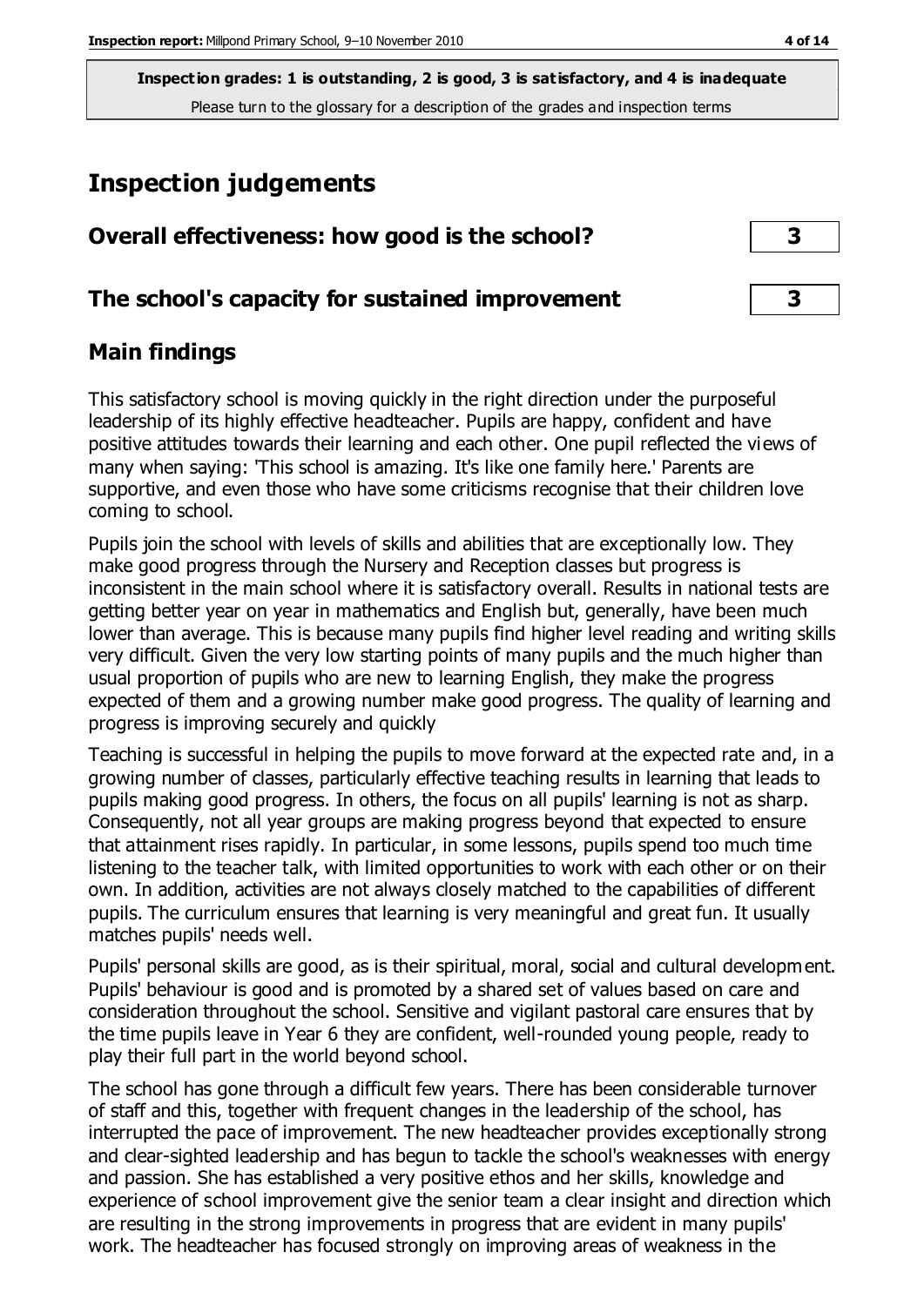**Inspection grades: 1 is outstanding, 2 is good, 3 is satisfactory, and 4 is inadequate**
Please turn to the glossary for a description of the grades and inspection terms

# Inspection judgements

## Overall effectiveness: how good is the school? 3

## The school's capacity for sustained improvement 3

## Main findings

This satisfactory school is moving quickly in the right direction under the purposeful leadership of its highly effective headteacher. Pupils are happy, confident and have positive attitudes towards their learning and each other. One pupil reflected the views of many when saying: 'This school is amazing. It's like one family here.' Parents are supportive, and even those who have some criticisms recognise that their children love coming to school.

Pupils join the school with levels of skills and abilities that are exceptionally low. They make good progress through the Nursery and Reception classes but progress is inconsistent in the main school where it is satisfactory overall. Results in national tests are getting better year on year in mathematics and English but, generally, have been much lower than average. This is because many pupils find higher level reading and writing skills very difficult. Given the very low starting points of many pupils and the much higher than usual proportion of pupils who are new to learning English, they make the progress expected of them and a growing number make good progress. The quality of learning and progress is improving securely and quickly

Teaching is successful in helping the pupils to move forward at the expected rate and, in a growing number of classes, particularly effective teaching results in learning that leads to pupils making good progress. In others, the focus on all pupils' learning is not as sharp. Consequently, not all year groups are making progress beyond that expected to ensure that attainment rises rapidly. In particular, in some lessons, pupils spend too much time listening to the teacher talk, with limited opportunities to work with each other or on their own. In addition, activities are not always closely matched to the capabilities of different pupils. The curriculum ensures that learning is very meaningful and great fun. It usually matches pupils' needs well.

Pupils' personal skills are good, as is their spiritual, moral, social and cultural development. Pupils' behaviour is good and is promoted by a shared set of values based on care and consideration throughout the school. Sensitive and vigilant pastoral care ensures that by the time pupils leave in Year 6 they are confident, well-rounded young people, ready to play their full part in the world beyond school.

The school has gone through a difficult few years. There has been considerable turnover of staff and this, together with frequent changes in the leadership of the school, has interrupted the pace of improvement. The new headteacher provides exceptionally strong and clear-sighted leadership and has begun to tackle the school's weaknesses with energy and passion. She has established a very positive ethos and her skills, knowledge and experience of school improvement give the senior team a clear insight and direction which are resulting in the strong improvements in progress that are evident in many pupils' work. The headteacher has focused strongly on improving areas of weakness in the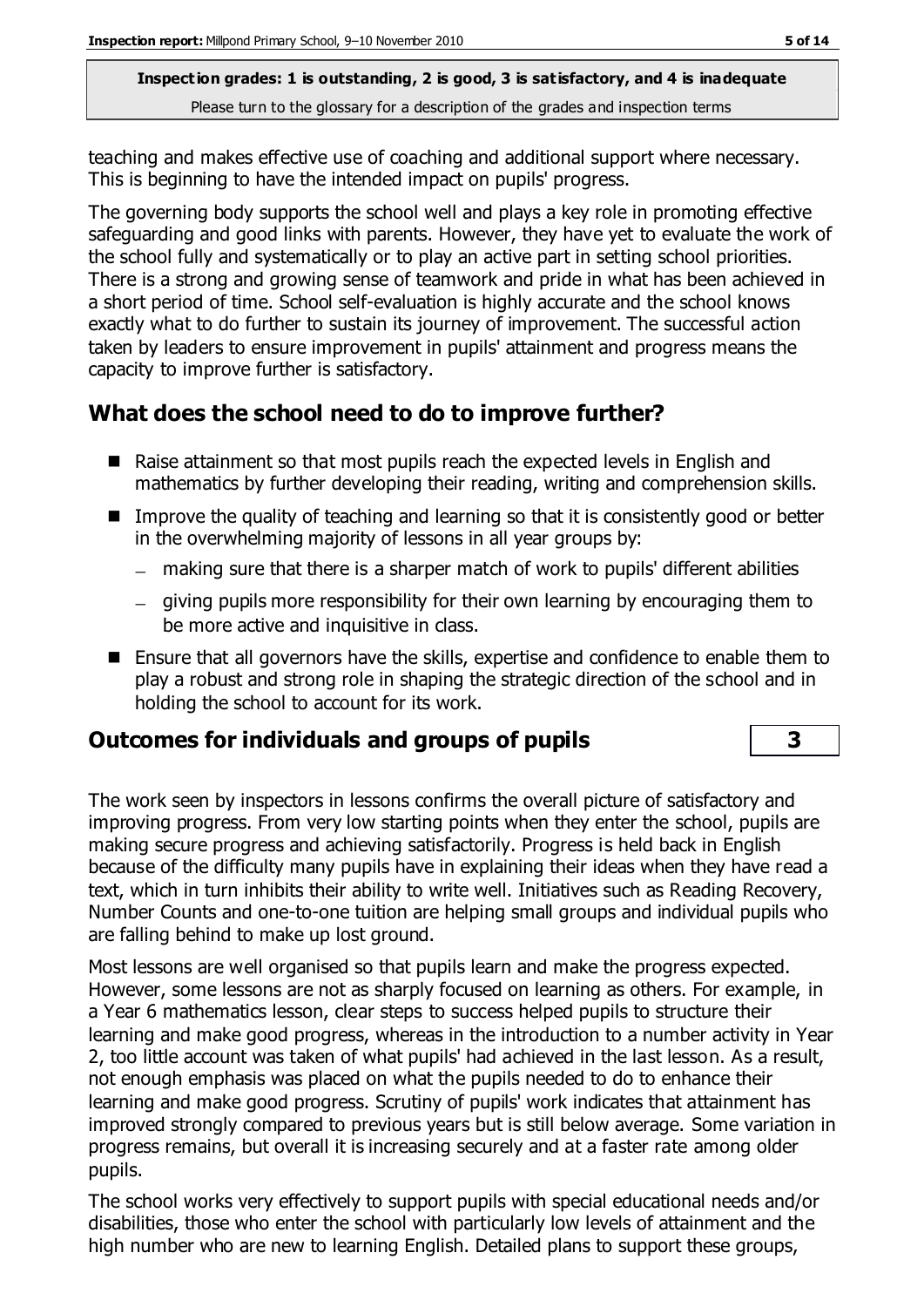teaching and makes effective use of coaching and additional support where necessary. This is beginning to have the intended impact on pupils' progress.

The governing body supports the school well and plays a key role in promoting effective safeguarding and good links with parents. However, they have yet to evaluate the work of the school fully and systematically or to play an active part in setting school priorities. There is a strong and growing sense of teamwork and pride in what has been achieved in a short period of time. School self-evaluation is highly accurate and the school knows exactly what to do further to sustain its journey of improvement. The successful action taken by leaders to ensure improvement in pupils' attainment and progress means the capacity to improve further is satisfactory.

## What does the school need to do to improve further?

- Raise attainment so that most pupils reach the expected levels in English and mathematics by further developing their reading, writing and comprehension skills.
- Improve the quality of teaching and learning so that it is consistently good or better in the overwhelming majority of lessons in all year groups by:
  - making sure that there is a sharper match of work to pupils' different abilities
  - giving pupils more responsibility for their own learning by encouraging them to be more active and inquisitive in class.
- Ensure that all governors have the skills, expertise and confidence to enable them to play a robust and strong role in shaping the strategic direction of the school and in holding the school to account for its work.

## Outcomes for individuals and groups of pupils — 3

The work seen by inspectors in lessons confirms the overall picture of satisfactory and improving progress. From very low starting points when they enter the school, pupils are making secure progress and achieving satisfactorily. Progress is held back in English because of the difficulty many pupils have in explaining their ideas when they have read a text, which in turn inhibits their ability to write well. Initiatives such as Reading Recovery, Number Counts and one-to-one tuition are helping small groups and individual pupils who are falling behind to make up lost ground.

Most lessons are well organised so that pupils learn and make the progress expected. However, some lessons are not as sharply focused on learning as others. For example, in a Year 6 mathematics lesson, clear steps to success helped pupils to structure their learning and make good progress, whereas in the introduction to a number activity in Year 2, too little account was taken of what pupils' had achieved in the last lesson. As a result, not enough emphasis was placed on what the pupils needed to do to enhance their learning and make good progress. Scrutiny of pupils' work indicates that attainment has improved strongly compared to previous years but is still below average. Some variation in progress remains, but overall it is increasing securely and at a faster rate among older pupils.

The school works very effectively to support pupils with special educational needs and/or disabilities, those who enter the school with particularly low levels of attainment and the high number who are new to learning English. Detailed plans to support these groups,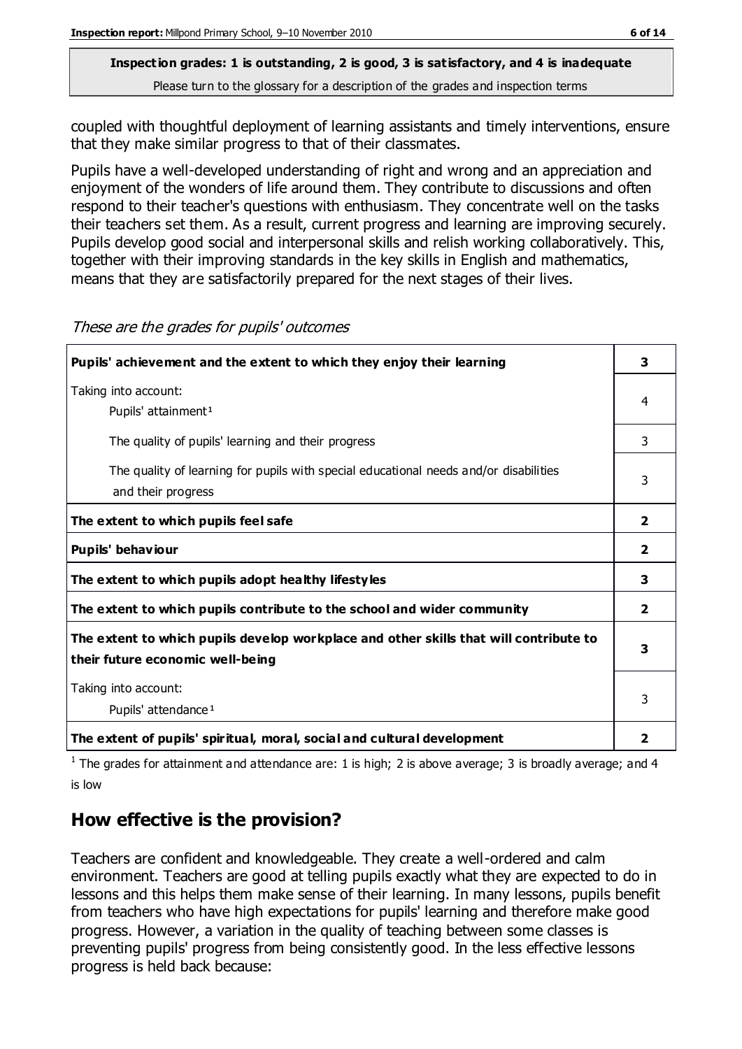**Inspection grades: 1 is outstanding, 2 is good, 3 is satisfactory, and 4 is inadequate**
Please turn to the glossary for a description of the grades and inspection terms

coupled with thoughtful deployment of learning assistants and timely interventions, ensure that they make similar progress to that of their classmates.

Pupils have a well-developed understanding of right and wrong and an appreciation and enjoyment of the wonders of life around them. They contribute to discussions and often respond to their teacher's questions with enthusiasm. They concentrate well on the tasks their teachers set them. As a result, current progress and learning are improving securely. Pupils develop good social and interpersonal skills and relish working collaboratively. This, together with their improving standards in the key skills in English and mathematics, means that they are satisfactorily prepared for the next stages of their lives.

*These are the grades for pupils' outcomes*

| | |
|---|---|
| **Pupils' achievement and the extent to which they enjoy their learning** | **3** |
| Taking into account: Pupils' attainment[1] | 4 |
| The quality of pupils' learning and their progress | 3 |
| The quality of learning for pupils with special educational needs and/or disabilities and their progress | 3 |
| **The extent to which pupils feel safe** | **2** |
| **Pupils' behaviour** | **2** |
| **The extent to which pupils adopt healthy lifestyles** | **3** |
| **The extent to which pupils contribute to the school and wider community** | **2** |
| **The extent to which pupils develop workplace and other skills that will contribute to their future economic well-being** | **3** |
| Taking into account: Pupils' attendance[1] | 3 |
| **The extent of pupils' spiritual, moral, social and cultural development** | **2** |

[1] The grades for attainment and attendance are: 1 is high; 2 is above average; 3 is broadly average; and 4 is low

## How effective is the provision?

Teachers are confident and knowledgeable. They create a well-ordered and calm environment. Teachers are good at telling pupils exactly what they are expected to do in lessons and this helps them make sense of their learning. In many lessons, pupils benefit from teachers who have high expectations for pupils' learning and therefore make good progress. However, a variation in the quality of teaching between some classes is preventing pupils' progress from being consistently good. In the less effective lessons progress is held back because: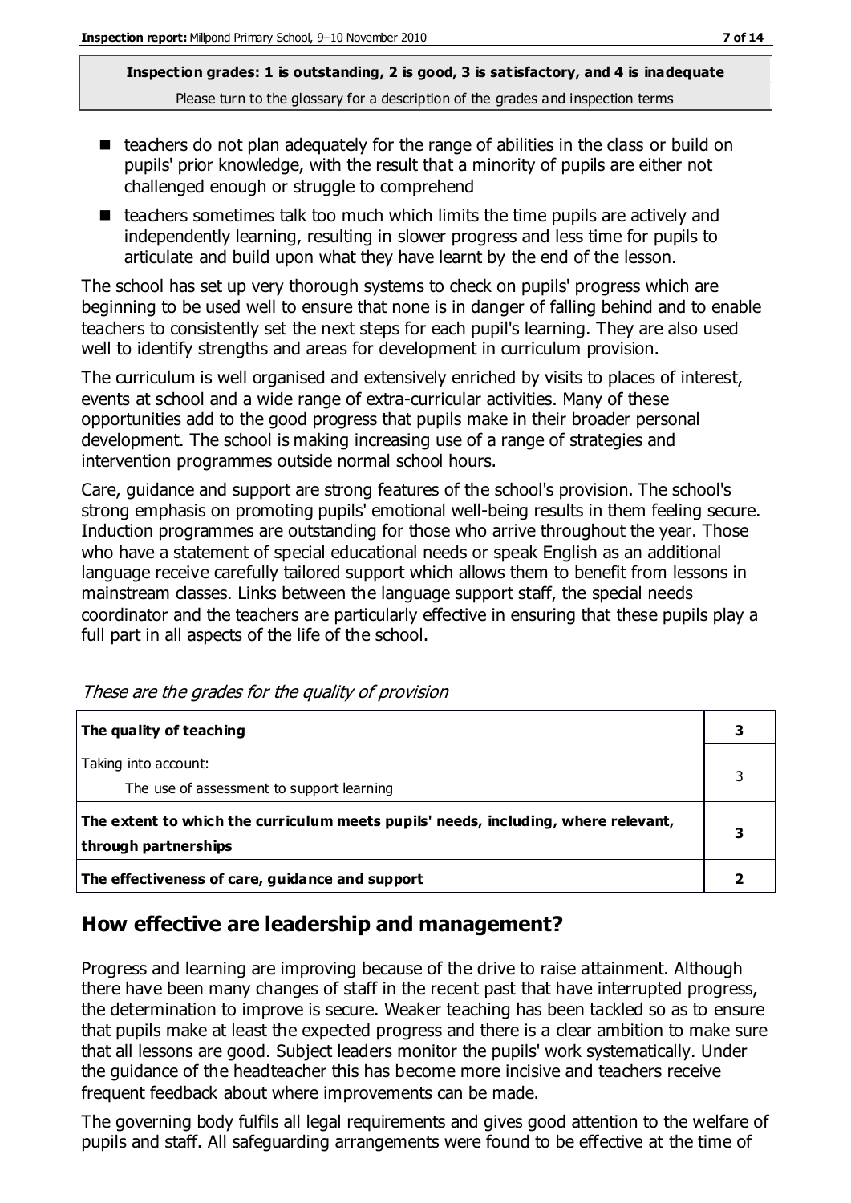**Inspection grades: 1 is outstanding, 2 is good, 3 is satisfactory, and 4 is inadequate**
Please turn to the glossary for a description of the grades and inspection terms

- teachers do not plan adequately for the range of abilities in the class or build on pupils' prior knowledge, with the result that a minority of pupils are either not challenged enough or struggle to comprehend
- teachers sometimes talk too much which limits the time pupils are actively and independently learning, resulting in slower progress and less time for pupils to articulate and build upon what they have learnt by the end of the lesson.

The school has set up very thorough systems to check on pupils' progress which are beginning to be used well to ensure that none is in danger of falling behind and to enable teachers to consistently set the next steps for each pupil's learning. They are also used well to identify strengths and areas for development in curriculum provision.

The curriculum is well organised and extensively enriched by visits to places of interest, events at school and a wide range of extra-curricular activities. Many of these opportunities add to the good progress that pupils make in their broader personal development. The school is making increasing use of a range of strategies and intervention programmes outside normal school hours.

Care, guidance and support are strong features of the school's provision. The school's strong emphasis on promoting pupils' emotional well-being results in them feeling secure. Induction programmes are outstanding for those who arrive throughout the year. Those who have a statement of special educational needs or speak English as an additional language receive carefully tailored support which allows them to benefit from lessons in mainstream classes. Links between the language support staff, the special needs coordinator and the teachers are particularly effective in ensuring that these pupils play a full part in all aspects of the life of the school.

*These are the grades for the quality of provision*

| | |
|---|---|
| **The quality of teaching** | **3** |
| Taking into account:<br>The use of assessment to support learning | 3 |
| **The extent to which the curriculum meets pupils' needs, including, where relevant, through partnerships** | **3** |
| **The effectiveness of care, guidance and support** | **2** |

## How effective are leadership and management?

Progress and learning are improving because of the drive to raise attainment. Although there have been many changes of staff in the recent past that have interrupted progress, the determination to improve is secure. Weaker teaching has been tackled so as to ensure that pupils make at least the expected progress and there is a clear ambition to make sure that all lessons are good. Subject leaders monitor the pupils' work systematically. Under the guidance of the headteacher this has become more incisive and teachers receive frequent feedback about where improvements can be made.

The governing body fulfils all legal requirements and gives good attention to the welfare of pupils and staff. All safeguarding arrangements were found to be effective at the time of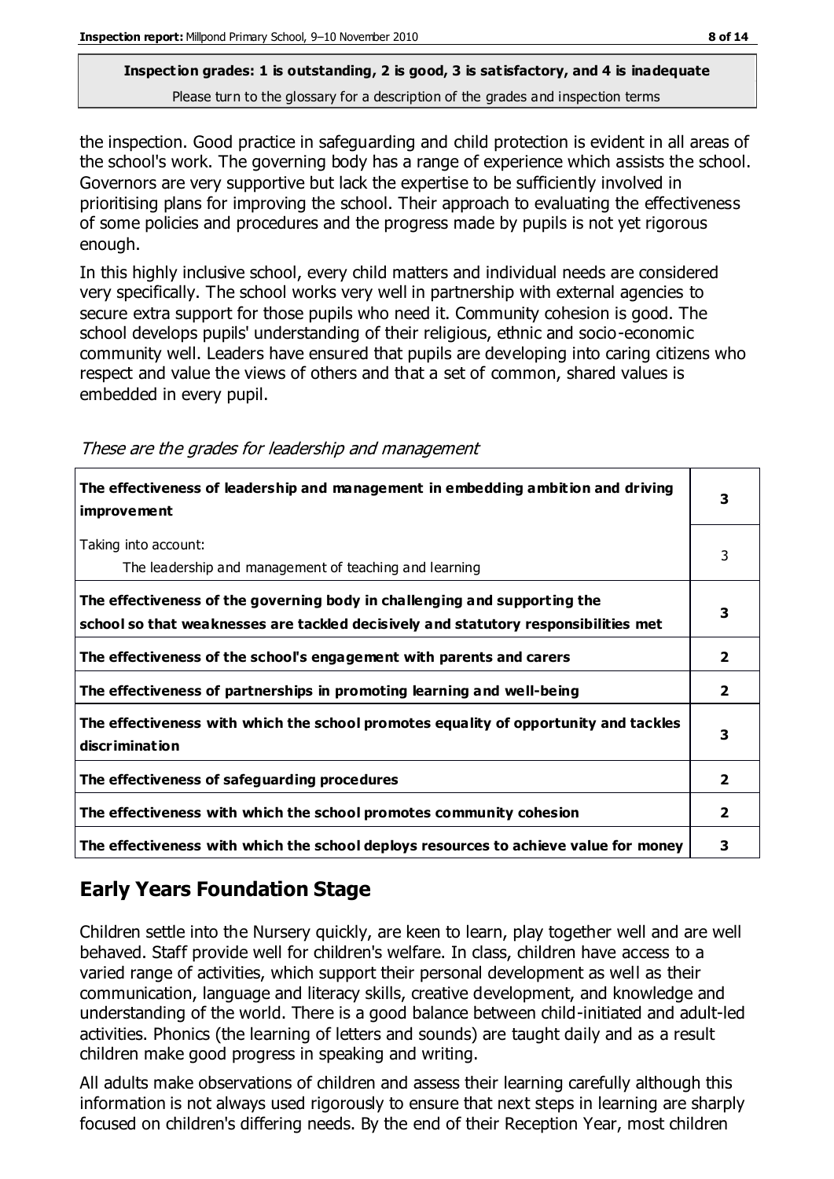**Inspection grades: 1 is outstanding, 2 is good, 3 is satisfactory, and 4 is inadequate**
Please turn to the glossary for a description of the grades and inspection terms

the inspection. Good practice in safeguarding and child protection is evident in all areas of the school's work. The governing body has a range of experience which assists the school. Governors are very supportive but lack the expertise to be sufficiently involved in prioritising plans for improving the school. Their approach to evaluating the effectiveness of some policies and procedures and the progress made by pupils is not yet rigorous enough.

In this highly inclusive school, every child matters and individual needs are considered very specifically. The school works very well in partnership with external agencies to secure extra support for those pupils who need it. Community cohesion is good. The school develops pupils' understanding of their religious, ethnic and socio-economic community well. Leaders have ensured that pupils are developing into caring citizens who respect and value the views of others and that a set of common, shared values is embedded in every pupil.

*These are the grades for leadership and management*

| | |
|---|---|
| **The effectiveness of leadership and management in embedding ambition and driving improvement** | **3** |
| Taking into account: The leadership and management of teaching and learning | 3 |
| **The effectiveness of the governing body in challenging and supporting the school so that weaknesses are tackled decisively and statutory responsibilities met** | **3** |
| **The effectiveness of the school's engagement with parents and carers** | **2** |
| **The effectiveness of partnerships in promoting learning and well-being** | **2** |
| **The effectiveness with which the school promotes equality of opportunity and tackles discrimination** | **3** |
| **The effectiveness of safeguarding procedures** | **2** |
| **The effectiveness with which the school promotes community cohesion** | **2** |
| **The effectiveness with which the school deploys resources to achieve value for money** | **3** |

## Early Years Foundation Stage

Children settle into the Nursery quickly, are keen to learn, play together well and are well behaved. Staff provide well for children's welfare. In class, children have access to a varied range of activities, which support their personal development as well as their communication, language and literacy skills, creative development, and knowledge and understanding of the world. There is a good balance between child-initiated and adult-led activities. Phonics (the learning of letters and sounds) are taught daily and as a result children make good progress in speaking and writing.

All adults make observations of children and assess their learning carefully although this information is not always used rigorously to ensure that next steps in learning are sharply focused on children's differing needs. By the end of their Reception Year, most children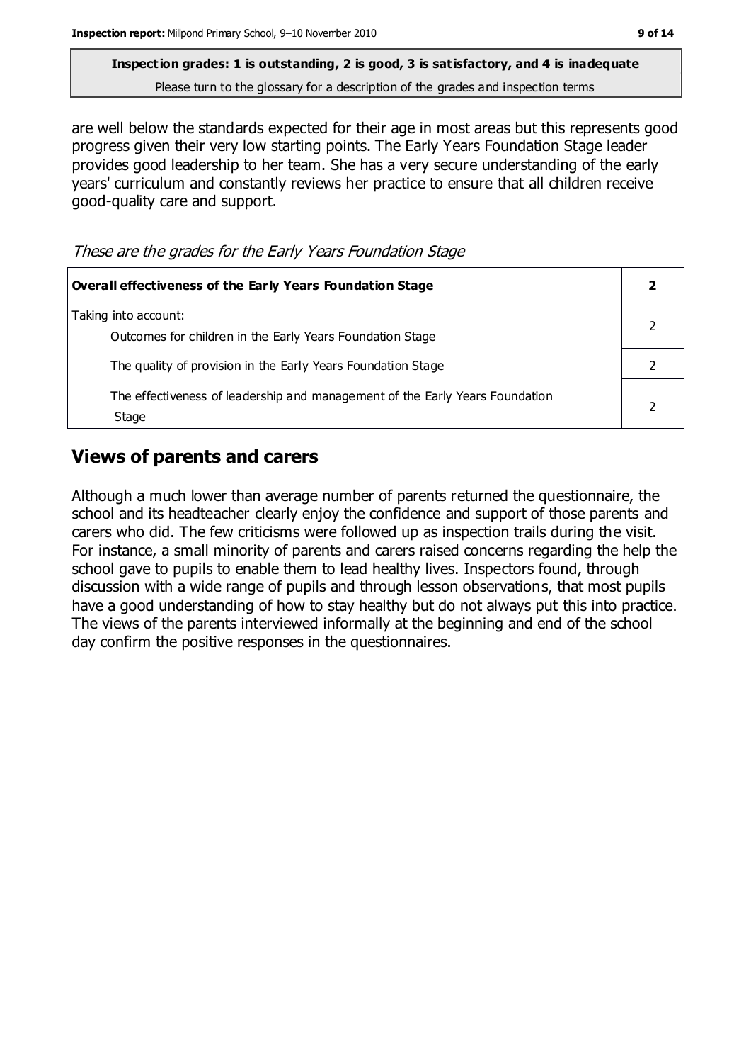**Inspection grades: 1 is outstanding, 2 is good, 3 is satisfactory, and 4 is inadequate**
Please turn to the glossary for a description of the grades and inspection terms

are well below the standards expected for their age in most areas but this represents good progress given their very low starting points. The Early Years Foundation Stage leader provides good leadership to her team. She has a very secure understanding of the early years' curriculum and constantly reviews her practice to ensure that all children receive good-quality care and support.

*These are the grades for the Early Years Foundation Stage*

| **Overall effectiveness of the Early Years Foundation Stage** | **2** |
|---|---|
| Taking into account:<br>Outcomes for children in the Early Years Foundation Stage | 2 |
| The quality of provision in the Early Years Foundation Stage | 2 |
| The effectiveness of leadership and management of the Early Years Foundation Stage | 2 |

## Views of parents and carers

Although a much lower than average number of parents returned the questionnaire, the school and its headteacher clearly enjoy the confidence and support of those parents and carers who did. The few criticisms were followed up as inspection trails during the visit. For instance, a small minority of parents and carers raised concerns regarding the help the school gave to pupils to enable them to lead healthy lives. Inspectors found, through discussion with a wide range of pupils and through lesson observations, that most pupils have a good understanding of how to stay healthy but do not always put this into practice. The views of the parents interviewed informally at the beginning and end of the school day confirm the positive responses in the questionnaires.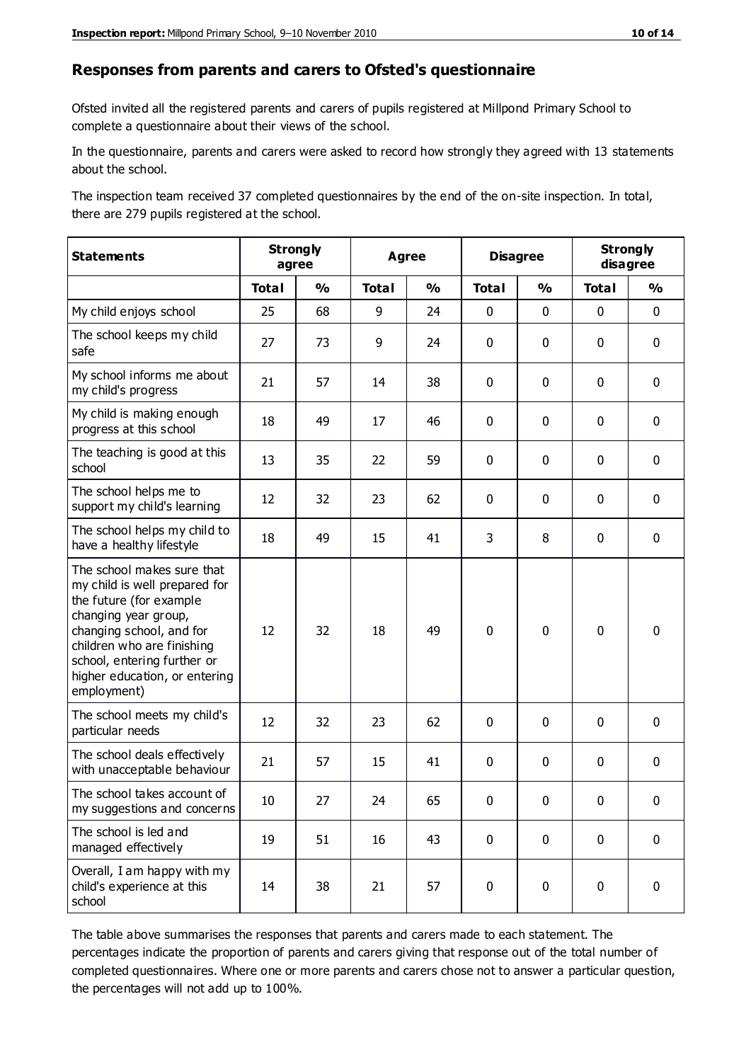## Responses from parents and carers to Ofsted's questionnaire

Ofsted invited all the registered parents and carers of pupils registered at Millpond Primary School to complete a questionnaire about their views of the school.

In the questionnaire, parents and carers were asked to record how strongly they agreed with 13 statements about the school.

The inspection team received 37 completed questionnaires by the end of the on-site inspection. In total, there are 279 pupils registered at the school.

| Statements | Strongly agree | | Agree | | Disagree | | Strongly disagree | |
|---|---|---|---|---|---|---|---|---|
| | Total | % | Total | % | Total | % | Total | % |
| My child enjoys school | 25 | 68 | 9 | 24 | 0 | 0 | 0 | 0 |
| The school keeps my child safe | 27 | 73 | 9 | 24 | 0 | 0 | 0 | 0 |
| My school informs me about my child's progress | 21 | 57 | 14 | 38 | 0 | 0 | 0 | 0 |
| My child is making enough progress at this school | 18 | 49 | 17 | 46 | 0 | 0 | 0 | 0 |
| The teaching is good at this school | 13 | 35 | 22 | 59 | 0 | 0 | 0 | 0 |
| The school helps me to support my child's learning | 12 | 32 | 23 | 62 | 0 | 0 | 0 | 0 |
| The school helps my child to have a healthy lifestyle | 18 | 49 | 15 | 41 | 3 | 8 | 0 | 0 |
| The school makes sure that my child is well prepared for the future (for example changing year group, changing school, and for children who are finishing school, entering further or higher education, or entering employment) | 12 | 32 | 18 | 49 | 0 | 0 | 0 | 0 |
| The school meets my child's particular needs | 12 | 32 | 23 | 62 | 0 | 0 | 0 | 0 |
| The school deals effectively with unacceptable behaviour | 21 | 57 | 15 | 41 | 0 | 0 | 0 | 0 |
| The school takes account of my suggestions and concerns | 10 | 27 | 24 | 65 | 0 | 0 | 0 | 0 |
| The school is led and managed effectively | 19 | 51 | 16 | 43 | 0 | 0 | 0 | 0 |
| Overall, I am happy with my child's experience at this school | 14 | 38 | 21 | 57 | 0 | 0 | 0 | 0 |

The table above summarises the responses that parents and carers made to each statement. The percentages indicate the proportion of parents and carers giving that response out of the total number of completed questionnaires. Where one or more parents and carers chose not to answer a particular question, the percentages will not add up to 100%.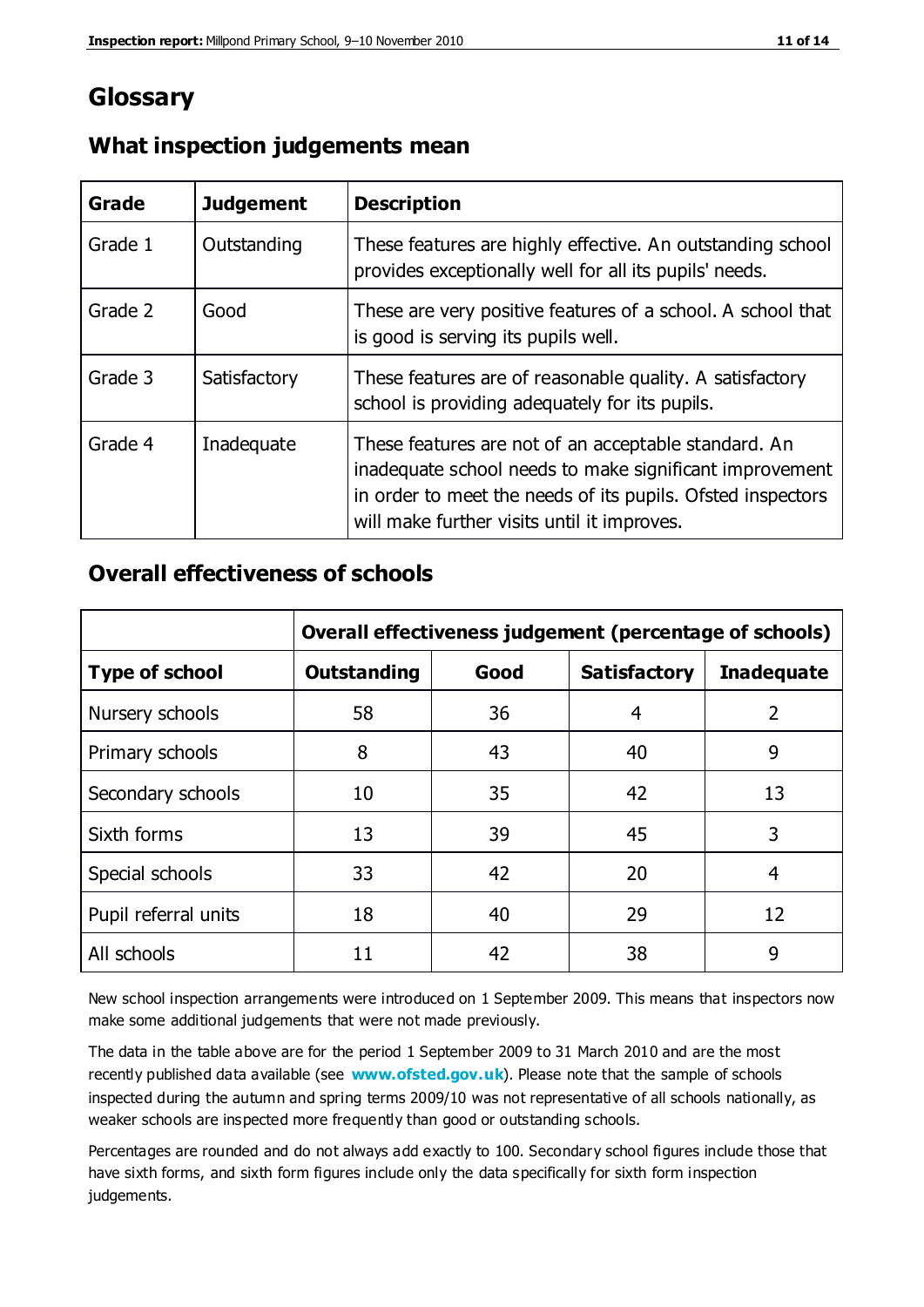# Glossary

## What inspection judgements mean

| Grade | Judgement | Description |
|---|---|---|
| Grade 1 | Outstanding | These features are highly effective. An outstanding school provides exceptionally well for all its pupils' needs. |
| Grade 2 | Good | These are very positive features of a school. A school that is good is serving its pupils well. |
| Grade 3 | Satisfactory | These features are of reasonable quality. A satisfactory school is providing adequately for its pupils. |
| Grade 4 | Inadequate | These features are not of an acceptable standard. An inadequate school needs to make significant improvement in order to meet the needs of its pupils. Ofsted inspectors will make further visits until it improves. |

## Overall effectiveness of schools

| | Overall effectiveness judgement (percentage of schools) | | | |
|---|---|---|---|---|
| **Type of school** | **Outstanding** | **Good** | **Satisfactory** | **Inadequate** |
| Nursery schools | 58 | 36 | 4 | 2 |
| Primary schools | 8 | 43 | 40 | 9 |
| Secondary schools | 10 | 35 | 42 | 13 |
| Sixth forms | 13 | 39 | 45 | 3 |
| Special schools | 33 | 42 | 20 | 4 |
| Pupil referral units | 18 | 40 | 29 | 12 |
| All schools | 11 | 42 | 38 | 9 |

New school inspection arrangements were introduced on 1 September 2009. This means that inspectors now make some additional judgements that were not made previously.

The data in the table above are for the period 1 September 2009 to 31 March 2010 and are the most recently published data available (see **www.ofsted.gov.uk**). Please note that the sample of schools inspected during the autumn and spring terms 2009/10 was not representative of all schools nationally, as weaker schools are inspected more frequently than good or outstanding schools.

Percentages are rounded and do not always add exactly to 100. Secondary school figures include those that have sixth forms, and sixth form figures include only the data specifically for sixth form inspection judgements.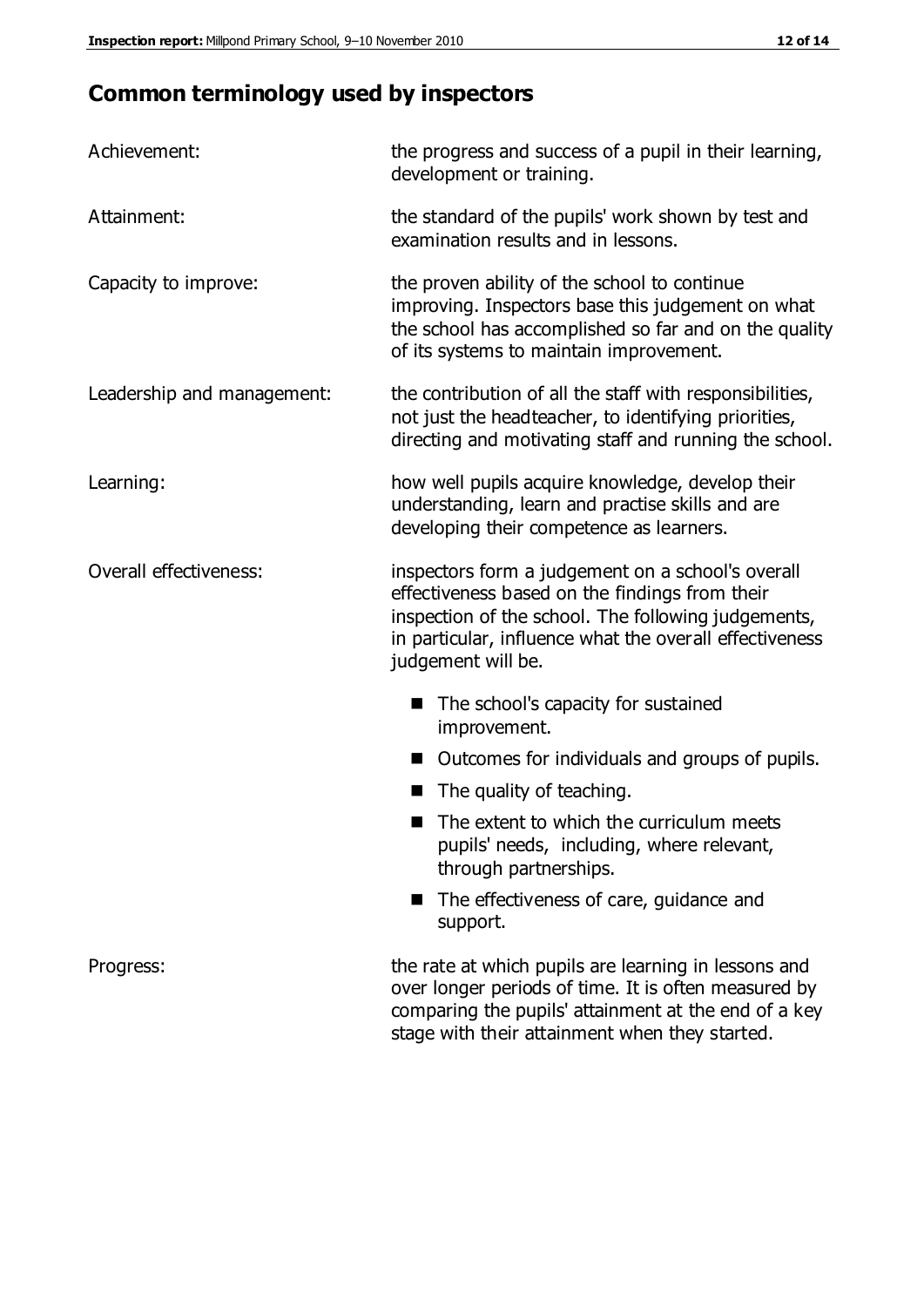## Common terminology used by inspectors

| | |
|---|---|
| Achievement: | the progress and success of a pupil in their learning, development or training. |
| Attainment: | the standard of the pupils' work shown by test and examination results and in lessons. |
| Capacity to improve: | the proven ability of the school to continue improving. Inspectors base this judgement on what the school has accomplished so far and on the quality of its systems to maintain improvement. |
| Leadership and management: | the contribution of all the staff with responsibilities, not just the headteacher, to identifying priorities, directing and motivating staff and running the school. |
| Learning: | how well pupils acquire knowledge, develop their understanding, learn and practise skills and are developing their competence as learners. |
| Overall effectiveness: | inspectors form a judgement on a school's overall effectiveness based on the findings from their inspection of the school. The following judgements, in particular, influence what the overall effectiveness judgement will be. <br>■ The school's capacity for sustained improvement. <br>■ Outcomes for individuals and groups of pupils. <br>■ The quality of teaching. <br>■ The extent to which the curriculum meets pupils' needs, including, where relevant, through partnerships. <br>■ The effectiveness of care, guidance and support. |
| Progress: | the rate at which pupils are learning in lessons and over longer periods of time. It is often measured by comparing the pupils' attainment at the end of a key stage with their attainment when they started. |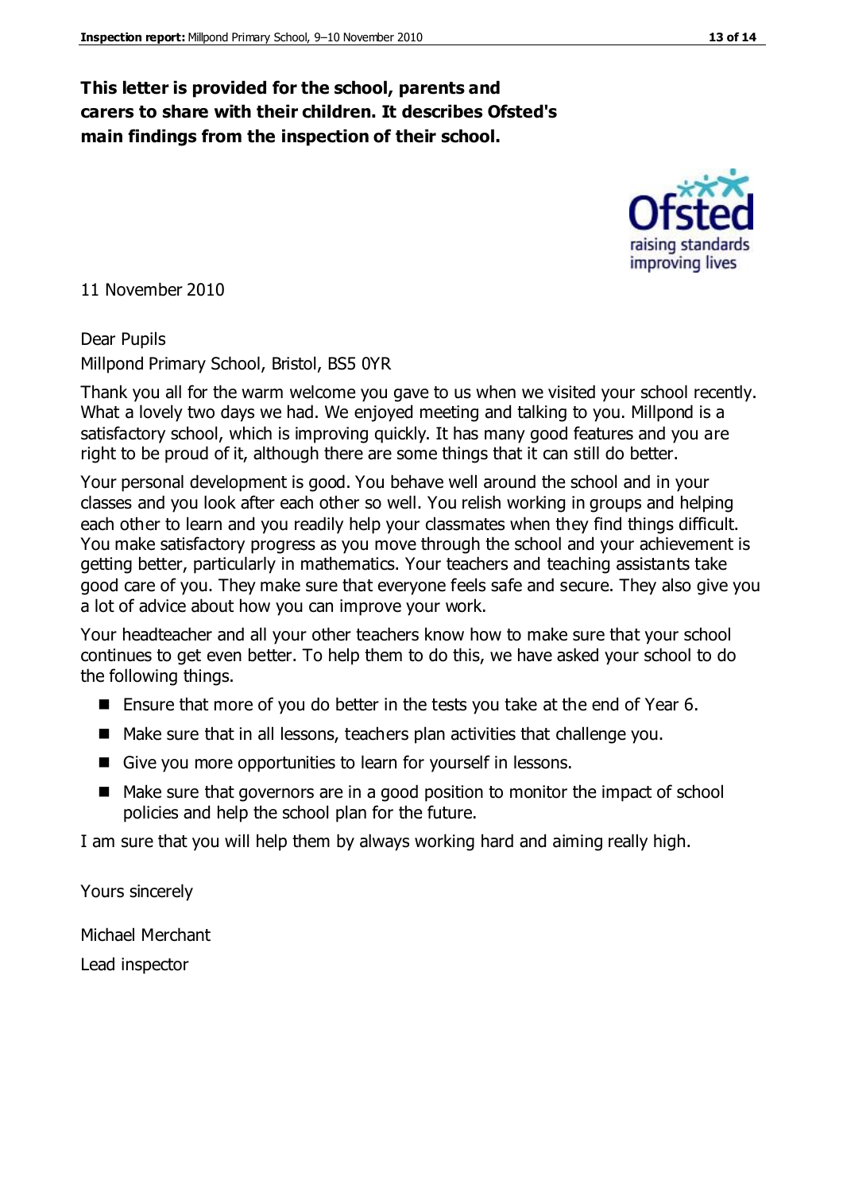**This letter is provided for the school, parents and carers to share with their children. It describes Ofsted's main findings from the inspection of their school.**

11 November 2010

Dear Pupils

Millpond Primary School, Bristol, BS5 0YR

Thank you all for the warm welcome you gave to us when we visited your school recently. What a lovely two days we had. We enjoyed meeting and talking to you. Millpond is a satisfactory school, which is improving quickly. It has many good features and you are right to be proud of it, although there are some things that it can still do better.

Your personal development is good. You behave well around the school and in your classes and you look after each other so well. You relish working in groups and helping each other to learn and you readily help your classmates when they find things difficult. You make satisfactory progress as you move through the school and your achievement is getting better, particularly in mathematics. Your teachers and teaching assistants take good care of you. They make sure that everyone feels safe and secure. They also give you a lot of advice about how you can improve your work.

Your headteacher and all your other teachers know how to make sure that your school continues to get even better. To help them to do this, we have asked your school to do the following things.

- Ensure that more of you do better in the tests you take at the end of Year 6.
- Make sure that in all lessons, teachers plan activities that challenge you.
- Give you more opportunities to learn for yourself in lessons.
- Make sure that governors are in a good position to monitor the impact of school policies and help the school plan for the future.

I am sure that you will help them by always working hard and aiming really high.

Yours sincerely

Michael Merchant

Lead inspector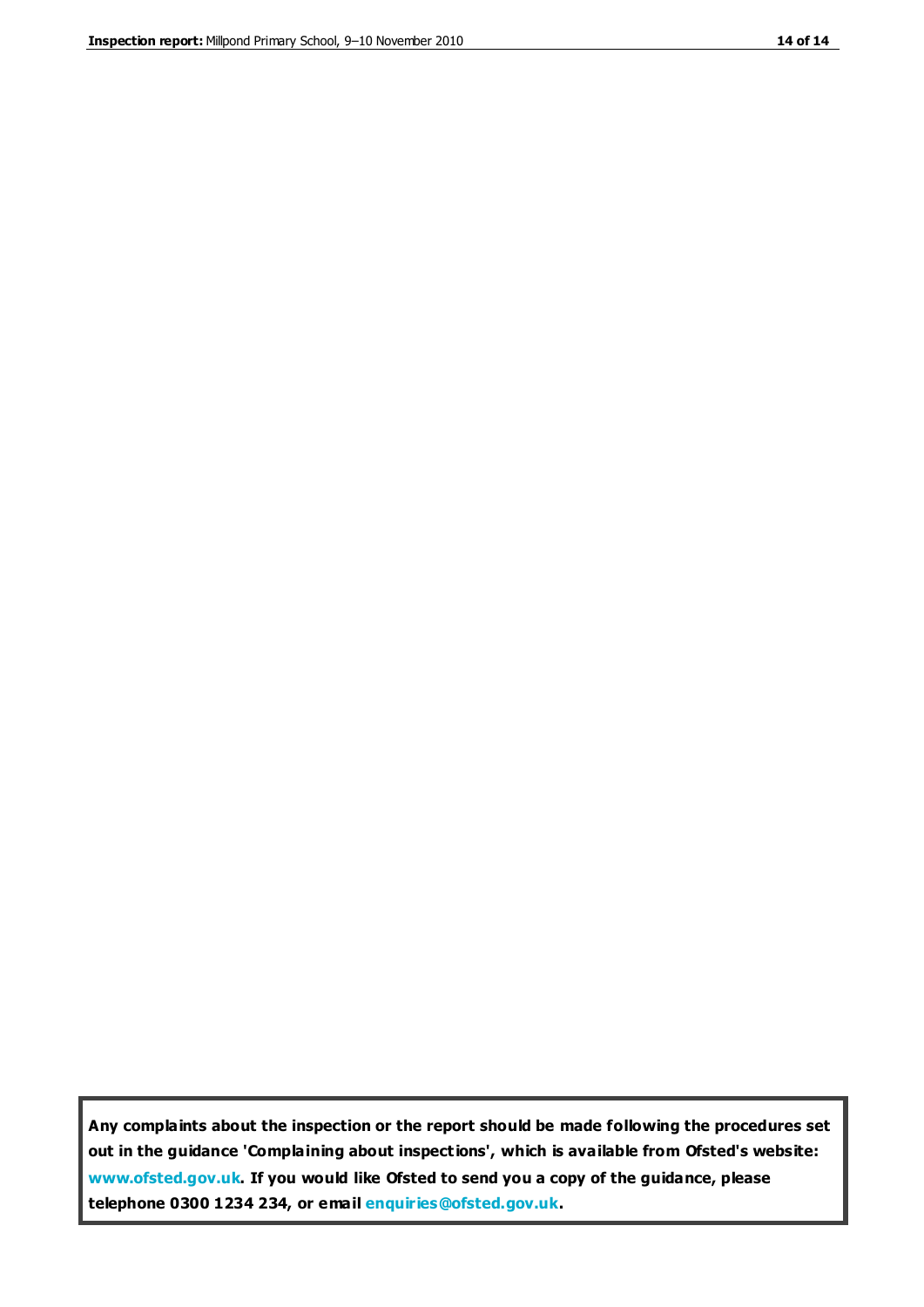**Any complaints about the inspection or the report should be made following the procedures set out in the guidance 'Complaining about inspections', which is available from Ofsted's website: www.ofsted.gov.uk. If you would like Ofsted to send you a copy of the guidance, please telephone 0300 1234 234, or email enquiries@ofsted.gov.uk.**